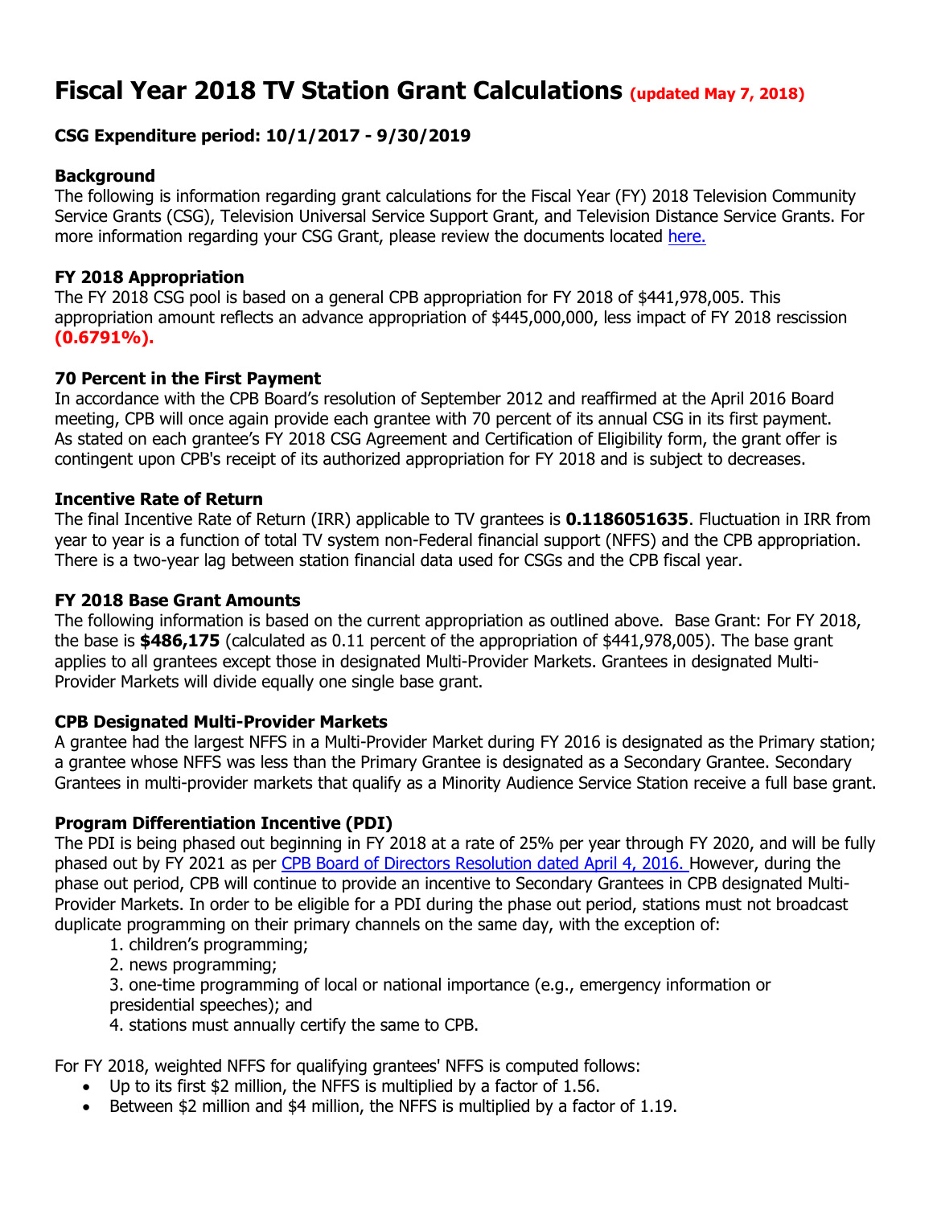# Fiscal Year 2018 TV Station Grant Calculations (updated May 7, 2018)

### CSG Expenditure period: 10/1/2017 - 9/30/2019

### Background

The following is information regarding grant calculations for the Fiscal Year (FY) 2018 Television Community Service Grants (CSG), Television Universal Service Support Grant, and Television Distance Service Grants. For more information regarding your CSG Grant, please review the documents located here.

### FY 2018 Appropriation

The FY 2018 CSG pool is based on a general CPB appropriation for FY 2018 of $441,978,005. This appropriation amount reflects an advance appropriation of $445,000,000, less impact of FY 2018 rescission **(0.6791%).**

### 70 Percent in the First Payment

In accordance with the CPB Board's resolution of September 2012 and reaffirmed at the April 2016 Board meeting, CPB will once again provide each grantee with 70 percent of its annual CSG in its first payment. As stated on each grantee's FY 2018 CSG Agreement and Certification of Eligibility form, the grant offer is contingent upon CPB's receipt of its authorized appropriation for FY 2018 and is subject to decreases.

### Incentive Rate of Return

The final Incentive Rate of Return (IRR) applicable to TV grantees is **0.1186051635**. Fluctuation in IRR from year to year is a function of total TV system non-Federal financial support (NFFS) and the CPB appropriation. There is a two-year lag between station financial data used for CSGs and the CPB fiscal year.

### FY 2018 Base Grant Amounts

The following information is based on the current appropriation as outlined above. Base Grant: For FY 2018, the base is **$486,175** (calculated as 0.11 percent of the appropriation of $441,978,005). The base grant applies to all grantees except those in designated Multi-Provider Markets. Grantees in designated Multi-Provider Markets will divide equally one single base grant.

### CPB Designated Multi-Provider Markets

A grantee had the largest NFFS in a Multi-Provider Market during FY 2016 is designated as the Primary station; a grantee whose NFFS was less than the Primary Grantee is designated as a Secondary Grantee. Secondary Grantees in multi-provider markets that qualify as a Minority Audience Service Station receive a full base grant.

### Program Differentiation Incentive (PDI)

The PDI is being phased out beginning in FY 2018 at a rate of 25% per year through FY 2020, and will be fully phased out by FY 2021 as per CPB Board of Directors Resolution dated April 4, 2016. However, during the phase out period, CPB will continue to provide an incentive to Secondary Grantees in CPB designated Multi-Provider Markets. In order to be eligible for a PDI during the phase out period, stations must not broadcast duplicate programming on their primary channels on the same day, with the exception of:

1. children's programming;
2. news programming;
3. one-time programming of local or national importance (e.g., emergency information or presidential speeches); and
4. stations must annually certify the same to CPB.

For FY 2018, weighted NFFS for qualifying grantees' NFFS is computed follows:

- Up to its first $2 million, the NFFS is multiplied by a factor of 1.56.
- Between $2 million and $4 million, the NFFS is multiplied by a factor of 1.19.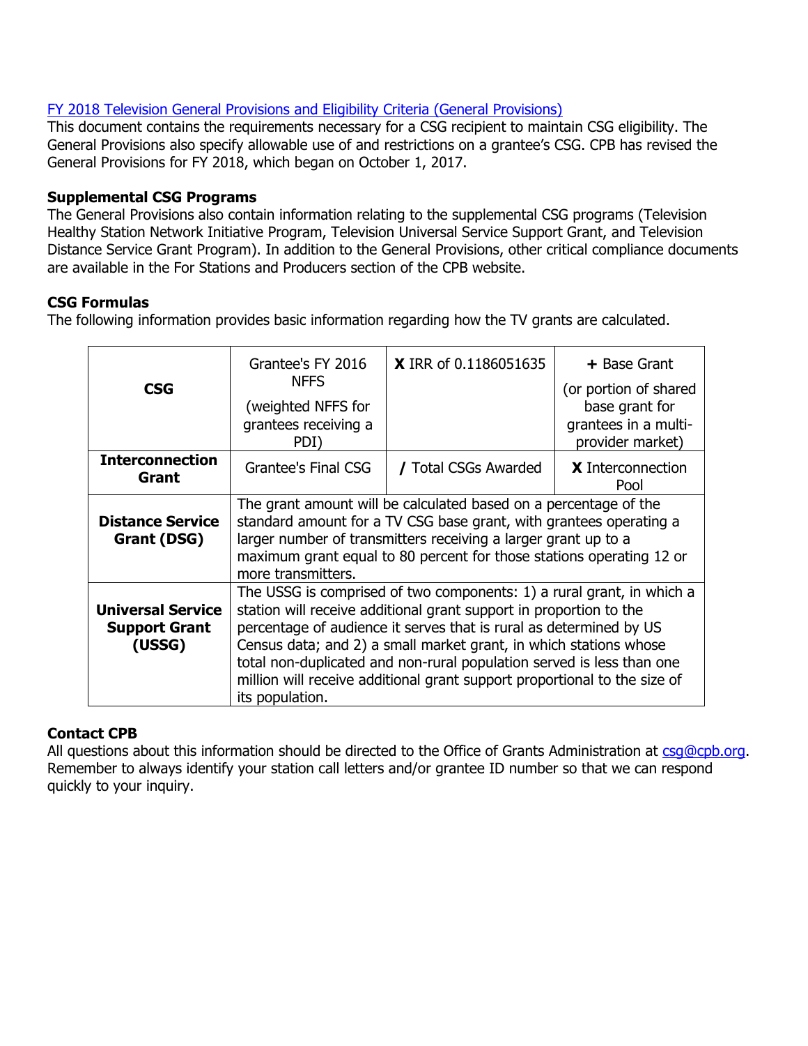FY 2018 Television General Provisions and Eligibility Criteria (General Provisions)

This document contains the requirements necessary for a CSG recipient to maintain CSG eligibility. The General Provisions also specify allowable use of and restrictions on a grantee's CSG. CPB has revised the General Provisions for FY 2018, which began on October 1, 2017.

**Supplemental CSG Programs**

The General Provisions also contain information relating to the supplemental CSG programs (Television Healthy Station Network Initiative Program, Television Universal Service Support Grant, and Television Distance Service Grant Program). In addition to the General Provisions, other critical compliance documents are available in the For Stations and Producers section of the CPB website.

**CSG Formulas**

The following information provides basic information regarding how the TV grants are calculated.

| | | | |
|---|---|---|---|
| **CSG** | Grantee's FY 2016 NFFS (weighted NFFS for grantees receiving a PDI) | **X** IRR of 0.1186051635 | **+** Base Grant (or portion of shared base grant for grantees in a multi-provider market) |
| **Interconnection Grant** | Grantee's Final CSG | **/** Total CSGs Awarded | **X** Interconnection Pool |
| **Distance Service Grant (DSG)** | The grant amount will be calculated based on a percentage of the standard amount for a TV CSG base grant, with grantees operating a larger number of transmitters receiving a larger grant up to a maximum grant equal to 80 percent for those stations operating 12 or more transmitters. | | |
| **Universal Service Support Grant (USSG)** | The USSG is comprised of two components: 1) a rural grant, in which a station will receive additional grant support in proportion to the percentage of audience it serves that is rural as determined by US Census data; and 2) a small market grant, in which stations whose total non-duplicated and non-rural population served is less than one million will receive additional grant support proportional to the size of its population. | | |

**Contact CPB**

All questions about this information should be directed to the Office of Grants Administration at csg@cpb.org. Remember to always identify your station call letters and/or grantee ID number so that we can respond quickly to your inquiry.